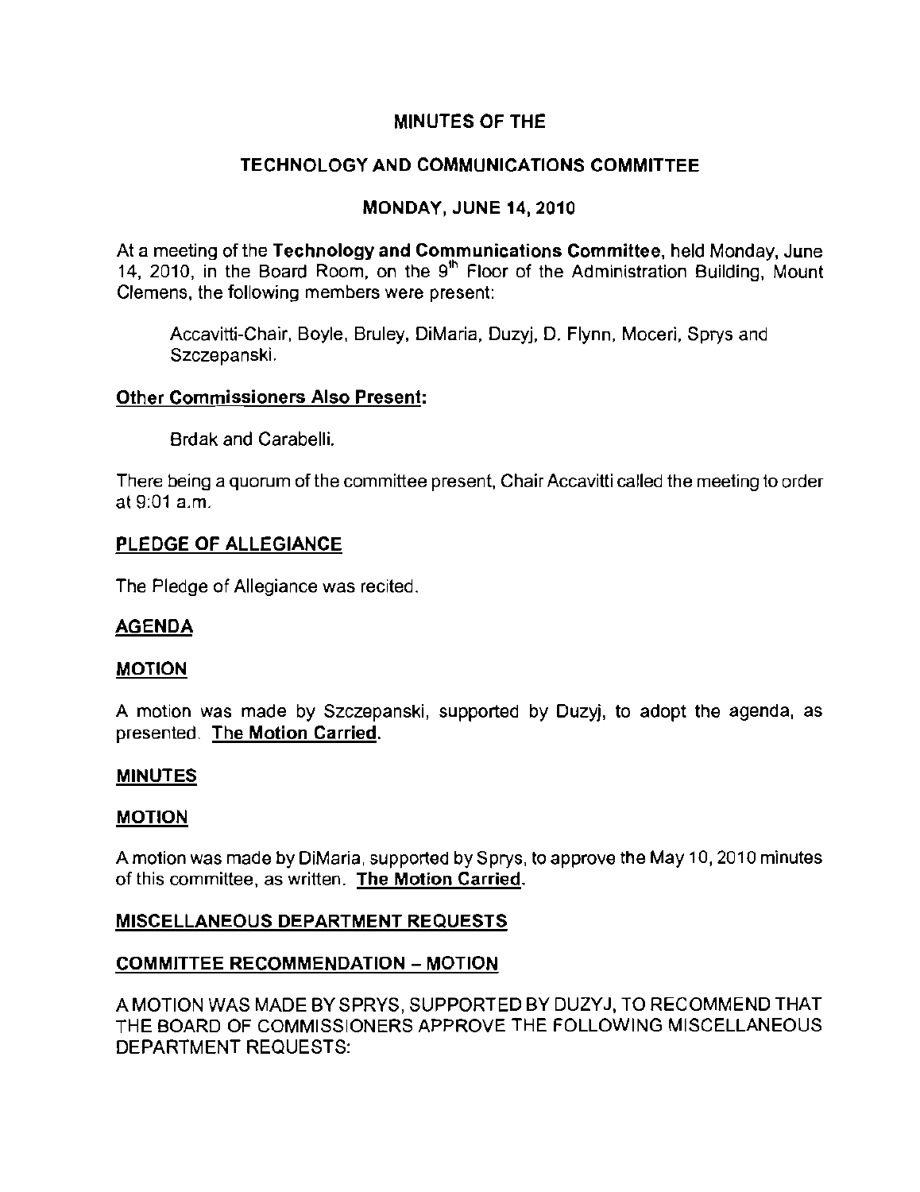# MINUTES OF THE

## TECHNOLOGY AND COMMUNICATIONS COMMITTEE

## MONDAY, JUNE 14, 2010

At a meeting of the **Technology and Communications Committee**, held Monday, June 14, 2010, in the Board Room, on the 9th Floor of the Administration Building, Mount Clemens, the following members were present:

Accavitti-Chair, Boyle, Bruley, DiMaria, Duzyj, D. Flynn, Moceri, Sprys and Szczepanski.

**Other Commissioners Also Present:**

Brdak and Carabelli.

There being a quorum of the committee present, Chair Accavitti called the meeting to order at 9:01 a.m.

**PLEDGE OF ALLEGIANCE**

The Pledge of Allegiance was recited.

**AGENDA**

**MOTION**

A motion was made by Szczepanski, supported by Duzyj, to adopt the agenda, as presented. **The Motion Carried.**

**MINUTES**

**MOTION**

A motion was made by DiMaria, supported by Sprys, to approve the May 10, 2010 minutes of this committee, as written. **The Motion Carried.**

**MISCELLANEOUS DEPARTMENT REQUESTS**

**COMMITTEE RECOMMENDATION – MOTION**

A MOTION WAS MADE BY SPRYS, SUPPORTED BY DUZYJ, TO RECOMMEND THAT THE BOARD OF COMMISSIONERS APPROVE THE FOLLOWING MISCELLANEOUS DEPARTMENT REQUESTS: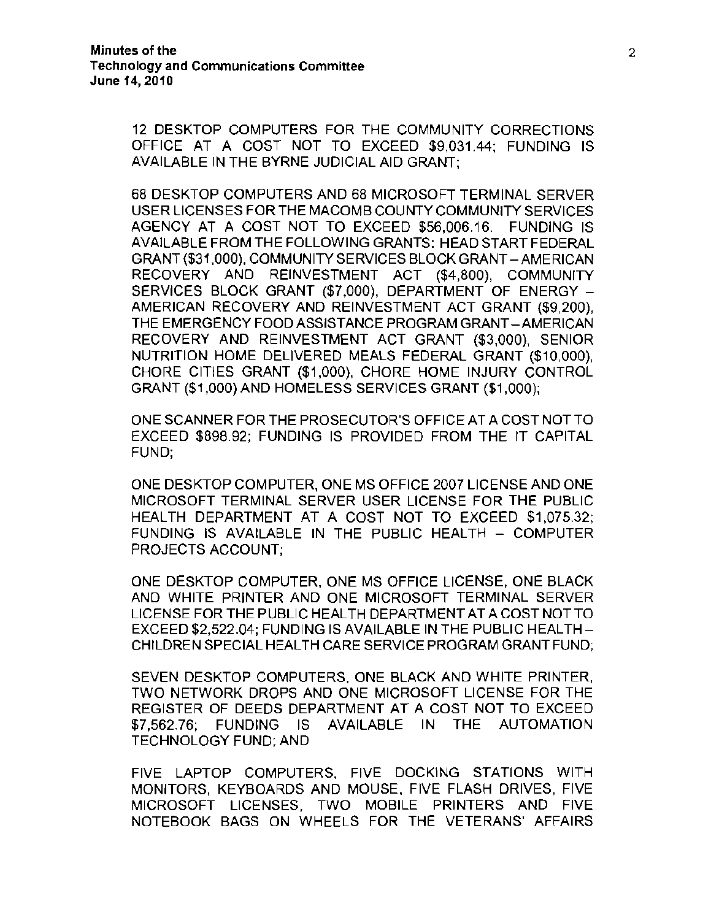12 DESKTOP COMPUTERS FOR THE COMMUNITY CORRECTIONS OFFICE AT A COST NOT TO EXCEED $9,031.44; FUNDING IS AVAILABLE IN THE BYRNE JUDICIAL AID GRANT;

68 DESKTOP COMPUTERS AND 68 MICROSOFT TERMINAL SERVER USER LICENSES FOR THE MACOMB COUNTY COMMUNITY SERVICES AGENCY AT A COST NOT TO EXCEED $56,006.16. FUNDING IS AVAILABLE FROM THE FOLLOWING GRANTS: HEAD START FEDERAL GRANT ($31,000), COMMUNITY SERVICES BLOCK GRANT – AMERICAN RECOVERY AND REINVESTMENT ACT ($4,800), COMMUNITY SERVICES BLOCK GRANT ($7,000), DEPARTMENT OF ENERGY – AMERICAN RECOVERY AND REINVESTMENT ACT GRANT ($9,200), THE EMERGENCY FOOD ASSISTANCE PROGRAM GRANT – AMERICAN RECOVERY AND REINVESTMENT ACT GRANT ($3,000), SENIOR NUTRITION HOME DELIVERED MEALS FEDERAL GRANT ($10,000), CHORE CITIES GRANT ($1,000), CHORE HOME INJURY CONTROL GRANT ($1,000) AND HOMELESS SERVICES GRANT ($1,000);

ONE SCANNER FOR THE PROSECUTOR'S OFFICE AT A COST NOT TO EXCEED $898.92; FUNDING IS PROVIDED FROM THE IT CAPITAL FUND;

ONE DESKTOP COMPUTER, ONE MS OFFICE 2007 LICENSE AND ONE MICROSOFT TERMINAL SERVER USER LICENSE FOR THE PUBLIC HEALTH DEPARTMENT AT A COST NOT TO EXCEED $1,075.32; FUNDING IS AVAILABLE IN THE PUBLIC HEALTH – COMPUTER PROJECTS ACCOUNT;

ONE DESKTOP COMPUTER, ONE MS OFFICE LICENSE, ONE BLACK AND WHITE PRINTER AND ONE MICROSOFT TERMINAL SERVER LICENSE FOR THE PUBLIC HEALTH DEPARTMENT AT A COST NOT TO EXCEED $2,522.04; FUNDING IS AVAILABLE IN THE PUBLIC HEALTH – CHILDREN SPECIAL HEALTH CARE SERVICE PROGRAM GRANT FUND;

SEVEN DESKTOP COMPUTERS, ONE BLACK AND WHITE PRINTER, TWO NETWORK DROPS AND ONE MICROSOFT LICENSE FOR THE REGISTER OF DEEDS DEPARTMENT AT A COST NOT TO EXCEED $7,562.76; FUNDING IS AVAILABLE IN THE AUTOMATION TECHNOLOGY FUND; AND

FIVE LAPTOP COMPUTERS, FIVE DOCKING STATIONS WITH MONITORS, KEYBOARDS AND MOUSE, FIVE FLASH DRIVES, FIVE MICROSOFT LICENSES, TWO MOBILE PRINTERS AND FIVE NOTEBOOK BAGS ON WHEELS FOR THE VETERANS' AFFAIRS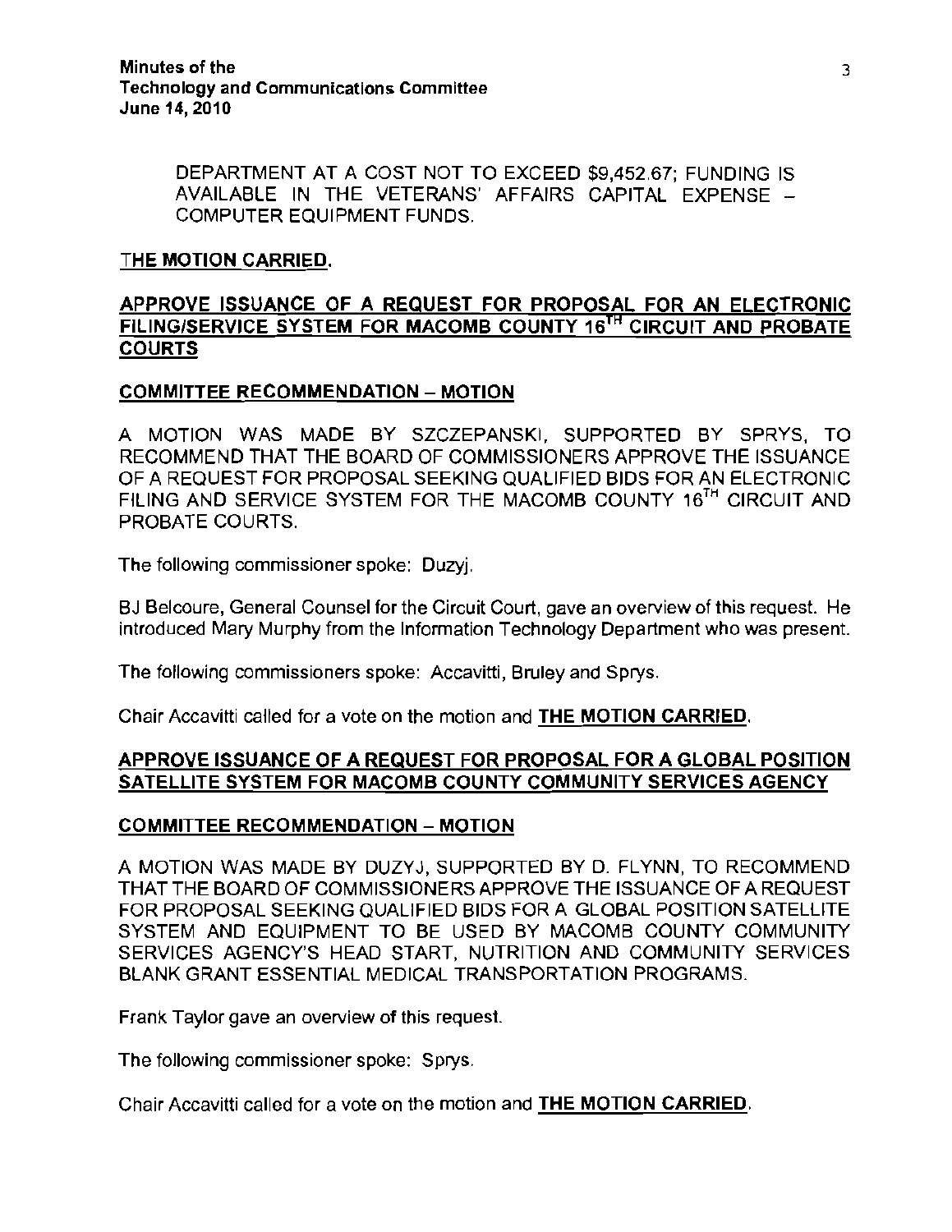DEPARTMENT AT A COST NOT TO EXCEED $9,452.67; FUNDING IS AVAILABLE IN THE VETERANS' AFFAIRS CAPITAL EXPENSE – COMPUTER EQUIPMENT FUNDS.

**THE MOTION CARRIED.**

**APPROVE ISSUANCE OF A REQUEST FOR PROPOSAL FOR AN ELECTRONIC FILING/SERVICE SYSTEM FOR MACOMB COUNTY 16TH CIRCUIT AND PROBATE COURTS**

**COMMITTEE RECOMMENDATION – MOTION**

A MOTION WAS MADE BY SZCZEPANSKI, SUPPORTED BY SPRYS, TO RECOMMEND THAT THE BOARD OF COMMISSIONERS APPROVE THE ISSUANCE OF A REQUEST FOR PROPOSAL SEEKING QUALIFIED BIDS FOR AN ELECTRONIC FILING AND SERVICE SYSTEM FOR THE MACOMB COUNTY 16TH CIRCUIT AND PROBATE COURTS.

The following commissioner spoke: Duzyj.

BJ Belcoure, General Counsel for the Circuit Court, gave an overview of this request. He introduced Mary Murphy from the Information Technology Department who was present.

The following commissioners spoke: Accavitti, Bruley and Sprys.

Chair Accavitti called for a vote on the motion and **THE MOTION CARRIED.**

**APPROVE ISSUANCE OF A REQUEST FOR PROPOSAL FOR A GLOBAL POSITION SATELLITE SYSTEM FOR MACOMB COUNTY COMMUNITY SERVICES AGENCY**

**COMMITTEE RECOMMENDATION – MOTION**

A MOTION WAS MADE BY DUZYJ, SUPPORTED BY D. FLYNN, TO RECOMMEND THAT THE BOARD OF COMMISSIONERS APPROVE THE ISSUANCE OF A REQUEST FOR PROPOSAL SEEKING QUALIFIED BIDS FOR A GLOBAL POSITION SATELLITE SYSTEM AND EQUIPMENT TO BE USED BY MACOMB COUNTY COMMUNITY SERVICES AGENCY'S HEAD START, NUTRITION AND COMMUNITY SERVICES BLANK GRANT ESSENTIAL MEDICAL TRANSPORTATION PROGRAMS.

Frank Taylor gave an overview of this request.

The following commissioner spoke: Sprys.

Chair Accavitti called for a vote on the motion and **THE MOTION CARRIED.**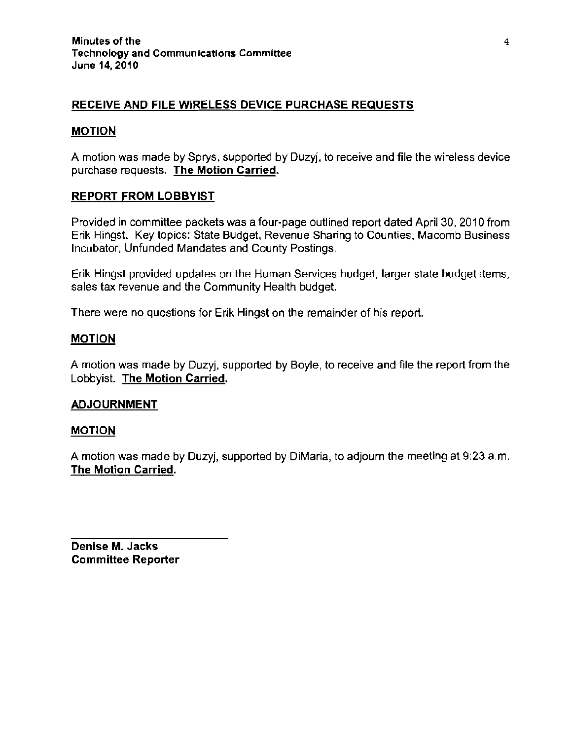## RECEIVE AND FILE WIRELESS DEVICE PURCHASE REQUESTS

### MOTION

A motion was made by Sprys, supported by Duzyj, to receive and file the wireless device purchase requests. **The Motion Carried.**

## REPORT FROM LOBBYIST

Provided in committee packets was a four-page outlined report dated April 30, 2010 from Erik Hingst. Key topics: State Budget, Revenue Sharing to Counties, Macomb Business Incubator, Unfunded Mandates and County Postings.

Erik Hingst provided updates on the Human Services budget, larger state budget items, sales tax revenue and the Community Health budget.

There were no questions for Erik Hingst on the remainder of his report.

### MOTION

A motion was made by Duzyj, supported by Boyle, to receive and file the report from the Lobbyist. **The Motion Carried.**

## ADJOURNMENT

### MOTION

A motion was made by Duzyj, supported by DiMaria, to adjourn the meeting at 9:23 a.m. **The Motion Carried.**

**Denise M. Jacks**
**Committee Reporter**